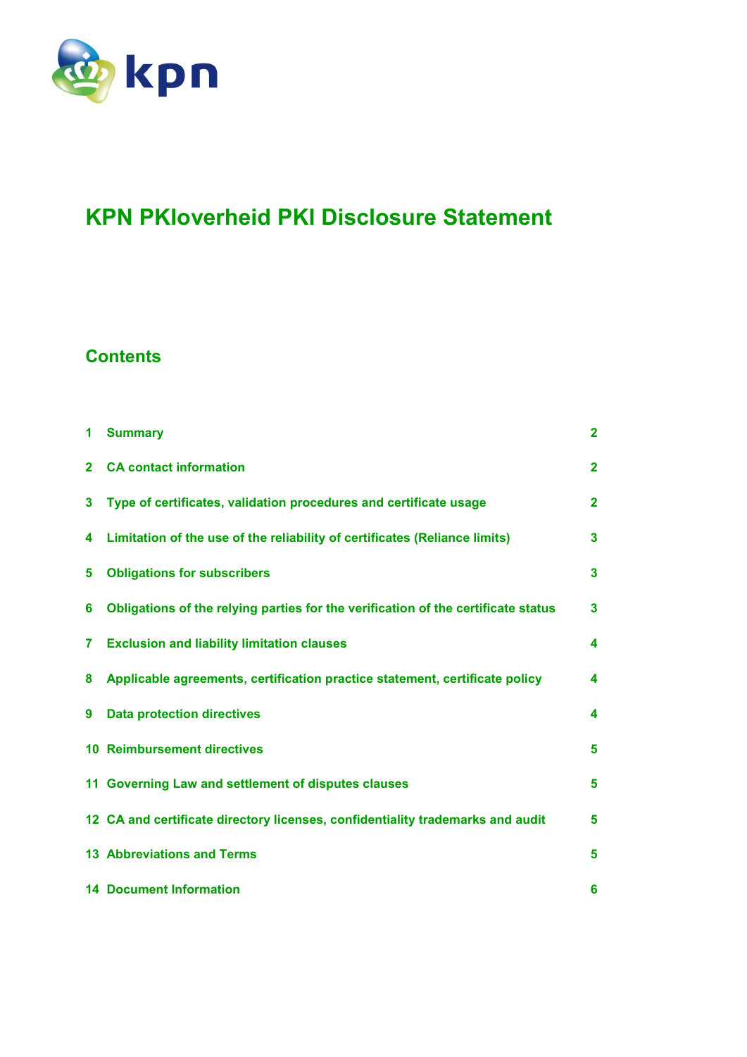# KPN PKIoverheid PKI Disclosure Statement

## Contents

| | | |
|---|---|---|
| 1 | Summary | 2 |
| 2 | CA contact information | 2 |
| 3 | Type of certificates, validation procedures and certificate usage | 2 |
| 4 | Limitation of the use of the reliability of certificates (Reliance limits) | 3 |
| 5 | Obligations for subscribers | 3 |
| 6 | Obligations of the relying parties for the verification of the certificate status | 3 |
| 7 | Exclusion and liability limitation clauses | 4 |
| 8 | Applicable agreements, certification practice statement, certificate policy | 4 |
| 9 | Data protection directives | 4 |
| 10 | Reimbursement directives | 5 |
| 11 | Governing Law and settlement of disputes clauses | 5 |
| 12 | CA and certificate directory licenses, confidentiality trademarks and audit | 5 |
| 13 | Abbreviations and Terms | 5 |
| 14 | Document Information | 6 |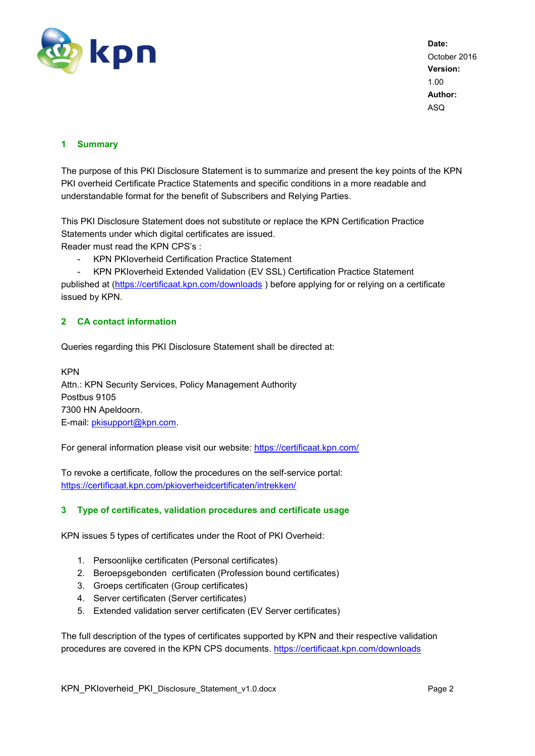**Date:**
October 2016
**Version:**
1.00
**Author:**
ASQ

## 1 Summary

The purpose of this PKI Disclosure Statement is to summarize and present the key points of the KPN PKI overheid Certificate Practice Statements and specific conditions in a more readable and understandable format for the benefit of Subscribers and Relying Parties.

This PKI Disclosure Statement does not substitute or replace the KPN Certification Practice Statements under which digital certificates are issued.
Reader must read the KPN CPS's :

- KPN PKIoverheid Certification Practice Statement
- KPN PKIoverheid Extended Validation (EV SSL) Certification Practice Statement

published at (https://certificaat.kpn.com/downloads ) before applying for or relying on a certificate issued by KPN.

## 2 CA contact information

Queries regarding this PKI Disclosure Statement shall be directed at:

KPN
Attn.: KPN Security Services, Policy Management Authority
Postbus 9105
7300 HN Apeldoorn.
E-mail: pkisupport@kpn.com.

For general information please visit our website: https://certificaat.kpn.com/

To revoke a certificate, follow the procedures on the self-service portal:
https://certificaat.kpn.com/pkioverheidcertificaten/intrekken/

## 3 Type of certificates, validation procedures and certificate usage

KPN issues 5 types of certificates under the Root of PKI Overheid:

1. Persoonlijke certificaten (Personal certificates)
2. Beroepsgebonden  certificaten (Profession bound certificates)
3. Groeps certificaten (Group certificates)
4. Server certificaten (Server certificates)
5. Extended validation server certificaten (EV Server certificates)

The full description of the types of certificates supported by KPN and their respective validation procedures are covered in the KPN CPS documents. https://certificaat.kpn.com/downloads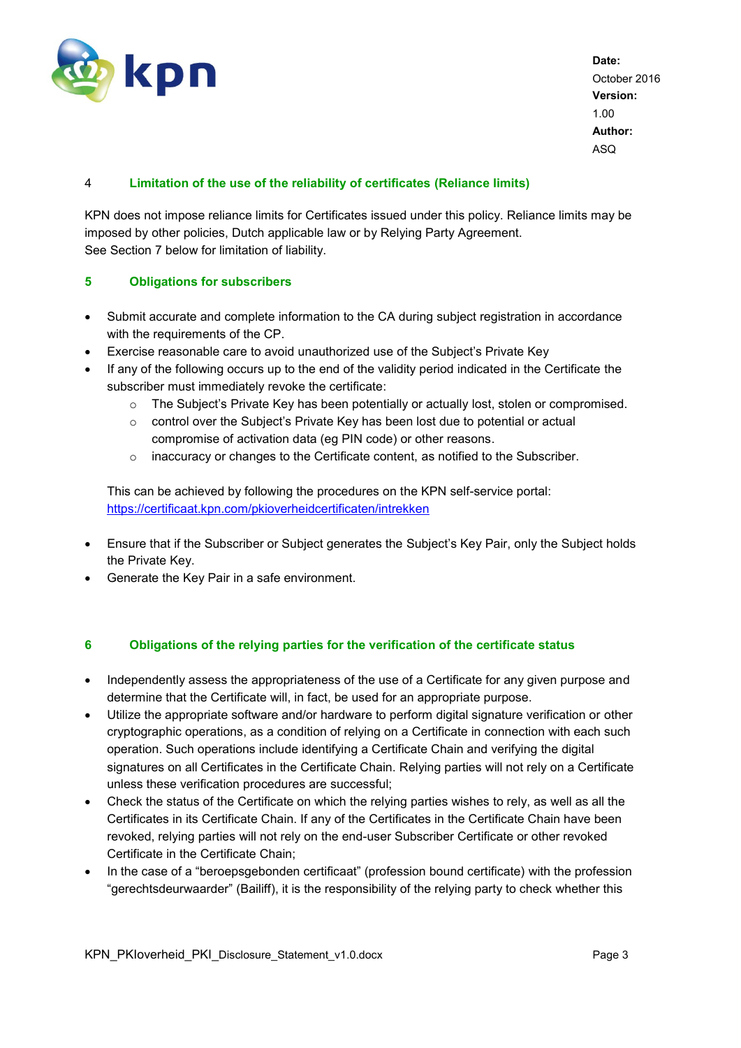## 4 Limitation of the use of the reliability of certificates (Reliance limits)

KPN does not impose reliance limits for Certificates issued under this policy. Reliance limits may be imposed by other policies, Dutch applicable law or by Relying Party Agreement.
See Section 7 below for limitation of liability.

## 5 Obligations for subscribers

- Submit accurate and complete information to the CA during subject registration in accordance with the requirements of the CP.
- Exercise reasonable care to avoid unauthorized use of the Subject's Private Key
- If any of the following occurs up to the end of the validity period indicated in the Certificate the subscriber must immediately revoke the certificate:
    - The Subject's Private Key has been potentially or actually lost, stolen or compromised.
    - control over the Subject's Private Key has been lost due to potential or actual compromise of activation data (eg PIN code) or other reasons.
    - inaccuracy or changes to the Certificate content, as notified to the Subscriber.

  This can be achieved by following the procedures on the KPN self-service portal: [https://certificaat.kpn.com/pkioverheidcertificaten/intrekken](https://certificaat.kpn.com/pkioverheidcertificaten/intrekken)

- Ensure that if the Subscriber or Subject generates the Subject's Key Pair, only the Subject holds the Private Key.
- Generate the Key Pair in a safe environment.

## 6 Obligations of the relying parties for the verification of the certificate status

- Independently assess the appropriateness of the use of a Certificate for any given purpose and determine that the Certificate will, in fact, be used for an appropriate purpose.
- Utilize the appropriate software and/or hardware to perform digital signature verification or other cryptographic operations, as a condition of relying on a Certificate in connection with each such operation. Such operations include identifying a Certificate Chain and verifying the digital signatures on all Certificates in the Certificate Chain. Relying parties will not rely on a Certificate unless these verification procedures are successful;
- Check the status of the Certificate on which the relying parties wishes to rely, as well as all the Certificates in its Certificate Chain. If any of the Certificates in the Certificate Chain have been revoked, relying parties will not rely on the end-user Subscriber Certificate or other revoked Certificate in the Certificate Chain;
- In the case of a "beroepsgebonden certificaat" (profession bound certificate) with the profession "gerechtsdeurwaarder" (Bailiff), it is the responsibility of the relying party to check whether this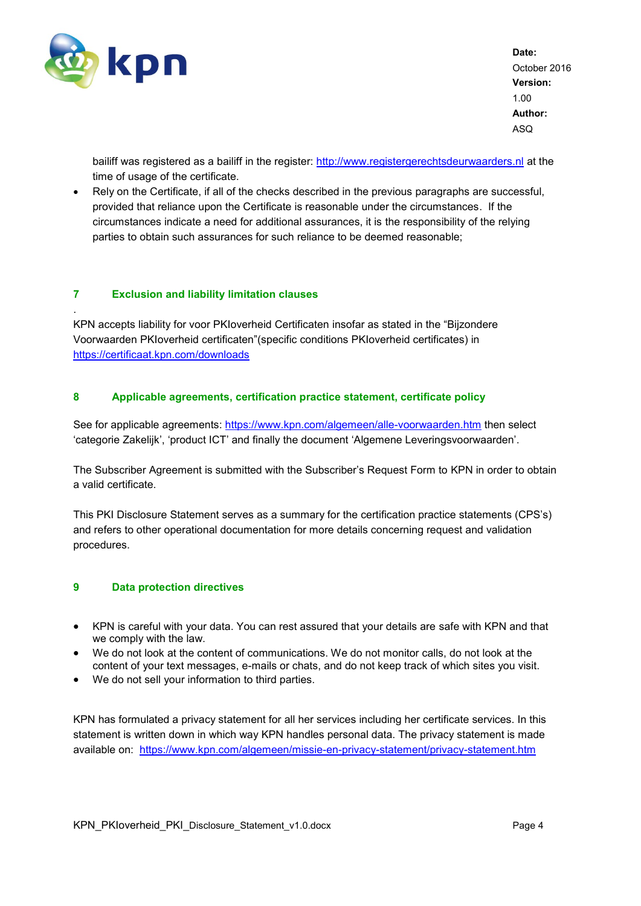bailiff was registered as a bailiff in the register: http://www.registergerechtsdeurwaarders.nl at the time of usage of the certificate.

- Rely on the Certificate, if all of the checks described in the previous paragraphs are successful, provided that reliance upon the Certificate is reasonable under the circumstances. If the circumstances indicate a need for additional assurances, it is the responsibility of the relying parties to obtain such assurances for such reliance to be deemed reasonable;

## 7 Exclusion and liability limitation clauses

.
KPN accepts liability for voor PKIoverheid Certificaten insofar as stated in the “Bijzondere Voorwaarden PKIoverheid certificaten”(specific conditions PKIoverheid certificates) in https://certificaat.kpn.com/downloads

## 8 Applicable agreements, certification practice statement, certificate policy

See for applicable agreements: https://www.kpn.com/algemeen/alle-voorwaarden.htm then select ‘categorie Zakelijk’, ‘product ICT’ and finally the document ‘Algemene Leveringsvoorwaarden’.

The Subscriber Agreement is submitted with the Subscriber’s Request Form to KPN in order to obtain a valid certificate.

This PKI Disclosure Statement serves as a summary for the certification practice statements (CPS’s) and refers to other operational documentation for more details concerning request and validation procedures.

## 9 Data protection directives

- KPN is careful with your data. You can rest assured that your details are safe with KPN and that we comply with the law.
- We do not look at the content of communications. We do not monitor calls, do not look at the content of your text messages, e-mails or chats, and do not keep track of which sites you visit.
- We do not sell your information to third parties.

KPN has formulated a privacy statement for all her services including her certificate services. In this statement is written down in which way KPN handles personal data. The privacy statement is made available on: https://www.kpn.com/algemeen/missie-en-privacy-statement/privacy-statement.htm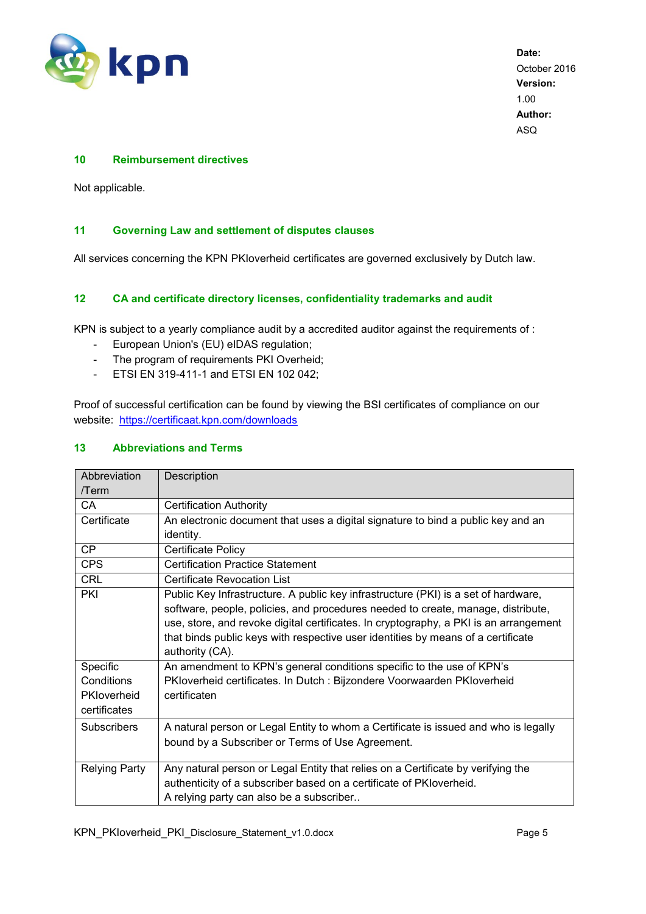## 10 Reimbursement directives

Not applicable.

## 11 Governing Law and settlement of disputes clauses

All services concerning the KPN PKIoverheid certificates are governed exclusively by Dutch law.

## 12 CA and certificate directory licenses, confidentiality trademarks and audit

KPN is subject to a yearly compliance audit by a accredited auditor against the requirements of :

- European Union's (EU) eIDAS regulation;
- The program of requirements PKI Overheid;
- ETSI EN 319-411-1 and ETSI EN 102 042;

Proof of successful certification can be found by viewing the BSI certificates of compliance on our website: https://certificaat.kpn.com/downloads

## 13 Abbreviations and Terms

| Abbreviation /Term | Description |
|---|---|
| CA | Certification Authority |
| Certificate | An electronic document that uses a digital signature to bind a public key and an identity. |
| CP | Certificate Policy |
| CPS | Certification Practice Statement |
| CRL | Certificate Revocation List |
| PKI | Public Key Infrastructure. A public key infrastructure (PKI) is a set of hardware, software, people, policies, and procedures needed to create, manage, distribute, use, store, and revoke digital certificates. In cryptography, a PKI is an arrangement that binds public keys with respective user identities by means of a certificate authority (CA). |
| Specific Conditions PKIoverheid certificates | An amendment to KPN's general conditions specific to the use of KPN's PKIoverheid certificates. In Dutch : Bijzondere Voorwaarden PKIoverheid certificaten |
| Subscribers | A natural person or Legal Entity to whom a Certificate is issued and who is legally bound by a Subscriber or Terms of Use Agreement. |
| Relying Party | Any natural person or Legal Entity that relies on a Certificate by verifying the authenticity of a subscriber based on a certificate of PKIoverheid.<br>A relying party can also be a subscriber.. |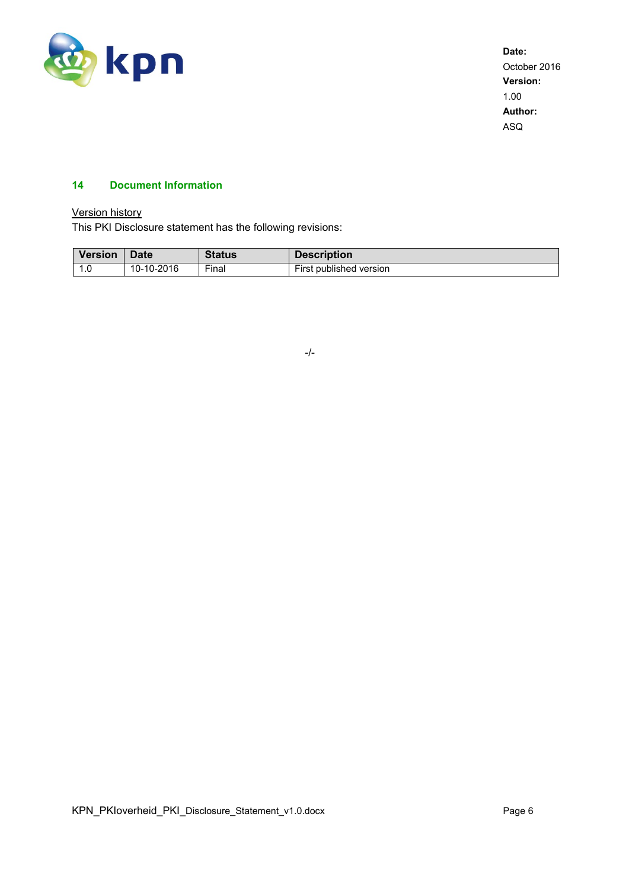## 14 Document Information

Version history

This PKI Disclosure statement has the following revisions:

| Version | Date | Status | Description |
|---|---|---|---|
| 1.0 | 10-10-2016 | Final | First published version |

-/-